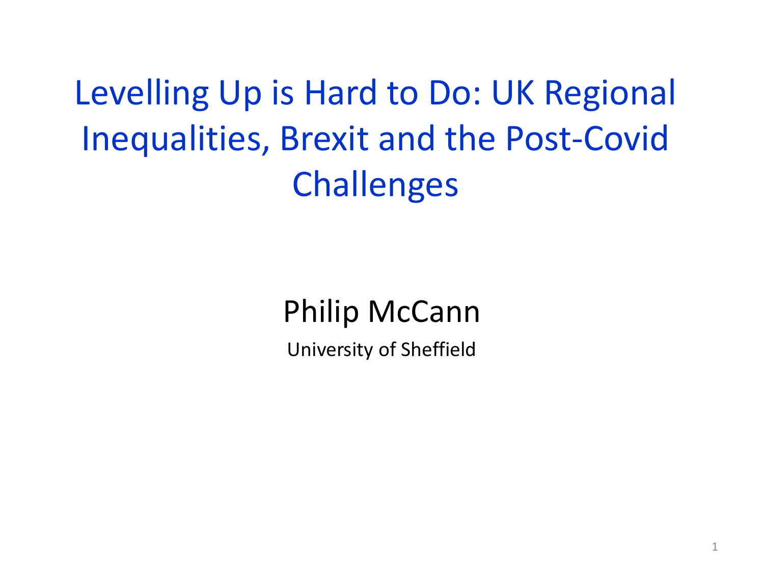# Levelling Up is Hard to Do: UK Regional Inequalities, Brexit and the Post-Covid Challenges

Philip McCann

University of Sheffield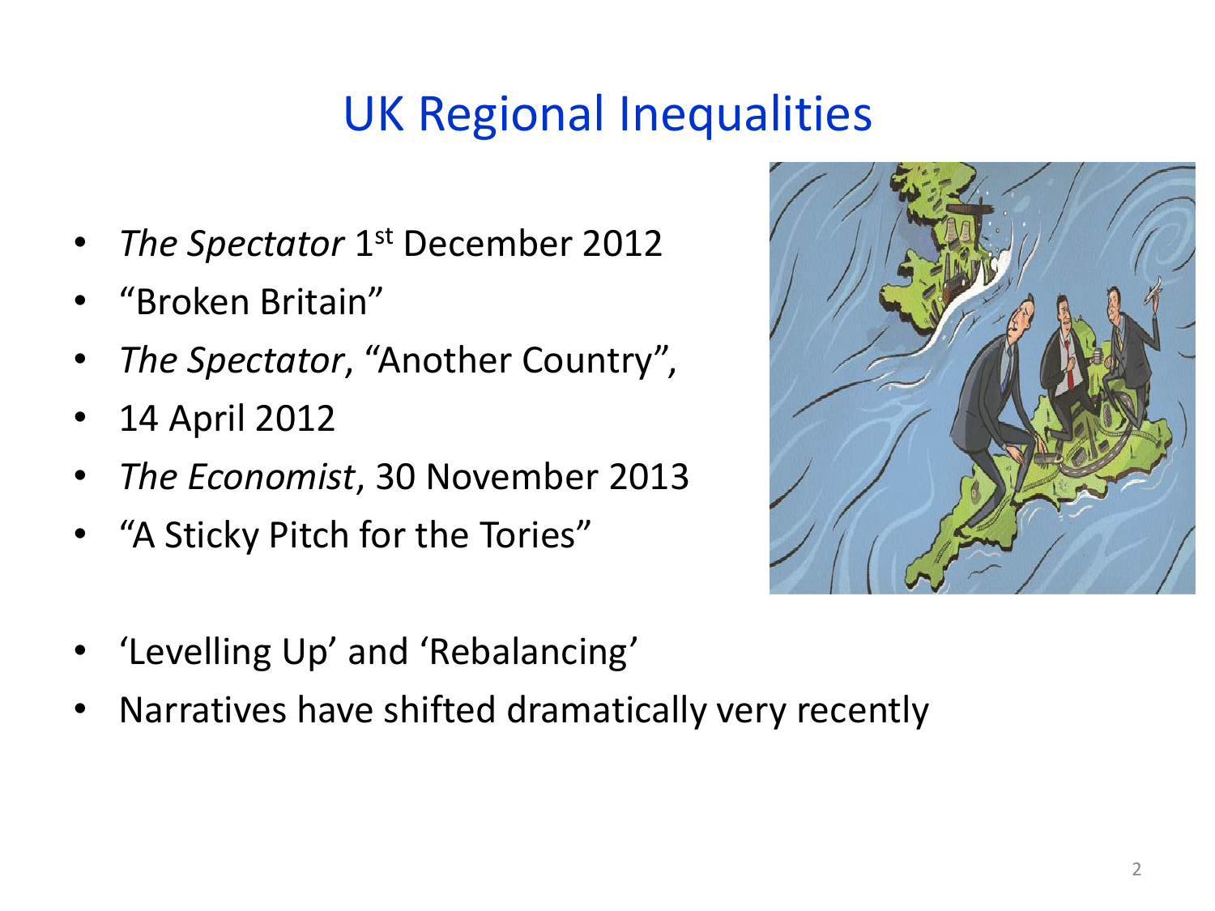# UK Regional Inequalities

- *The Spectator* 1st December 2012
- "Broken Britain"
- *The Spectator*, "Another Country",
- 14 April 2012
- *The Economist*, 30 November 2013
- "A Sticky Pitch for the Tories"

- 'Levelling Up' and 'Rebalancing'
- Narratives have shifted dramatically very recently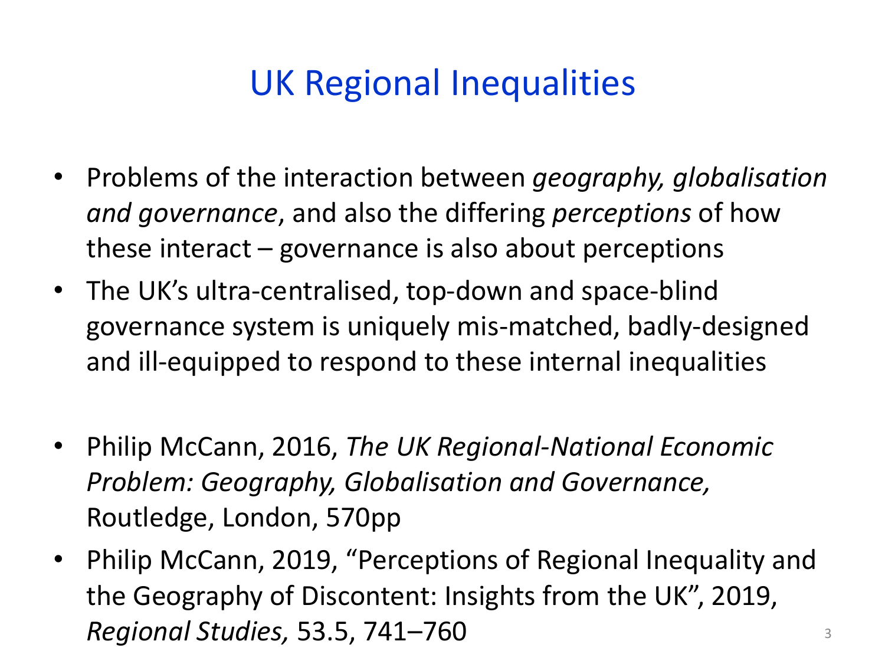# UK Regional Inequalities

- Problems of the interaction between *geography, globalisation and governance*, and also the differing *perceptions* of how these interact – governance is also about perceptions
- The UK's ultra-centralised, top-down and space-blind governance system is uniquely mis-matched, badly-designed and ill-equipped to respond to these internal inequalities

- Philip McCann, 2016, *The UK Regional-National Economic Problem: Geography, Globalisation and Governance,* Routledge, London, 570pp
- Philip McCann, 2019, "Perceptions of Regional Inequality and the Geography of Discontent: Insights from the UK", 2019, *Regional Studies,* 53.5, 741–760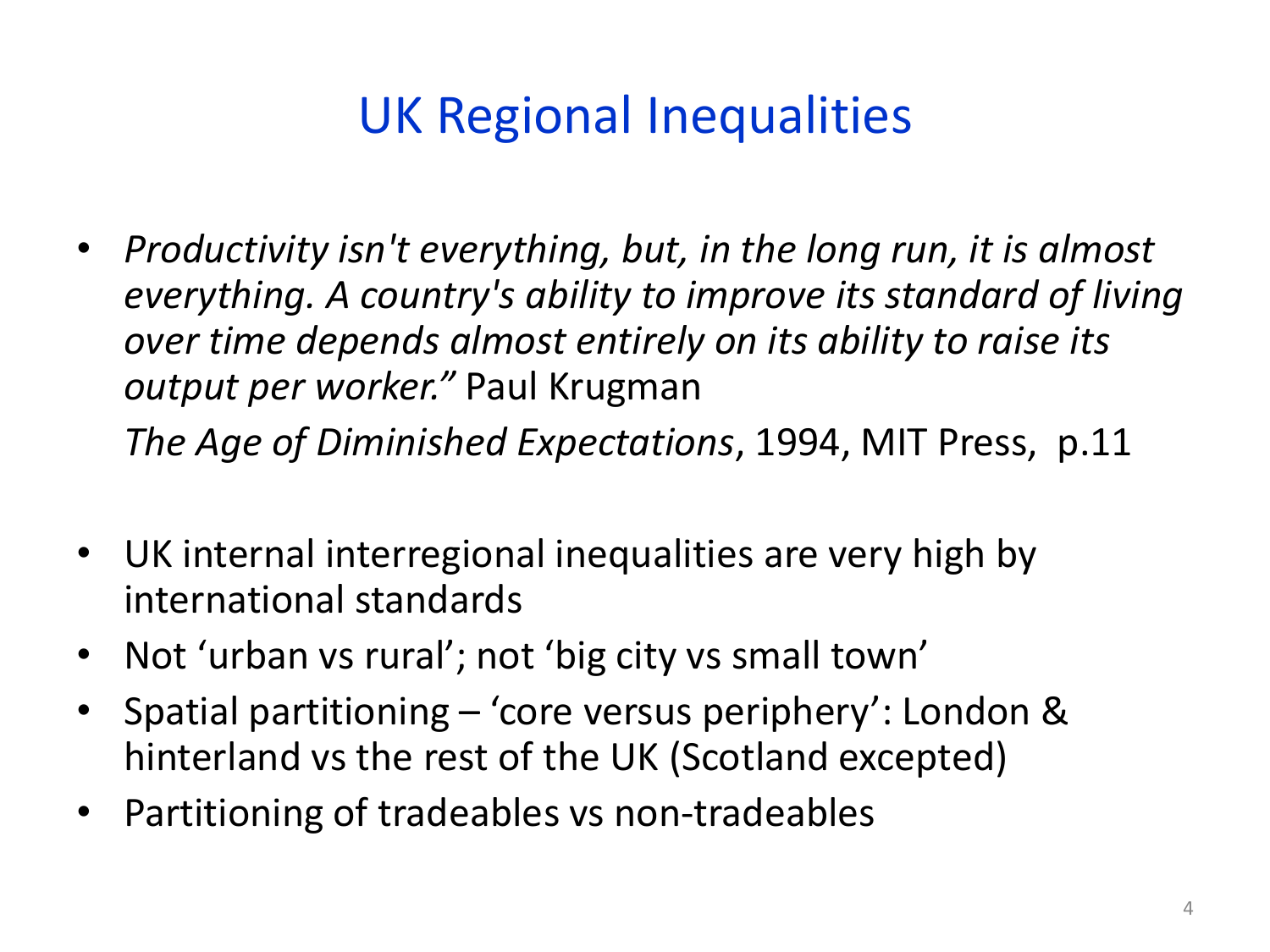# UK Regional Inequalities

- *Productivity isn't everything, but, in the long run, it is almost everything. A country's ability to improve its standard of living over time depends almost entirely on its ability to raise its output per worker."* Paul Krugman

  *The Age of Diminished Expectations*, 1994, MIT Press, p.11

- UK internal interregional inequalities are very high by international standards
- Not 'urban vs rural'; not 'big city vs small town'
- Spatial partitioning – 'core versus periphery': London & hinterland vs the rest of the UK (Scotland excepted)
- Partitioning of tradeables vs non-tradeables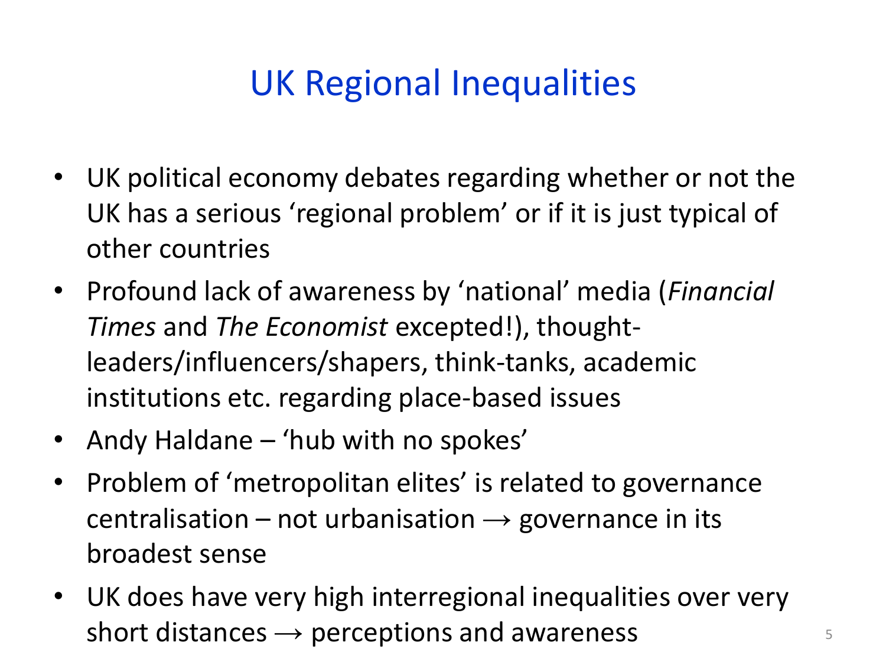# UK Regional Inequalities

- UK political economy debates regarding whether or not the UK has a serious ‘regional problem’ or if it is just typical of other countries
- Profound lack of awareness by ‘national’ media (*Financial Times* and *The Economist* excepted!), thought-leaders/influencers/shapers, think-tanks, academic institutions etc. regarding place-based issues
- Andy Haldane – ‘hub with no spokes’
- Problem of ‘metropolitan elites’ is related to governance centralisation – not urbanisation → governance in its broadest sense
- UK does have very high interregional inequalities over very short distances → perceptions and awareness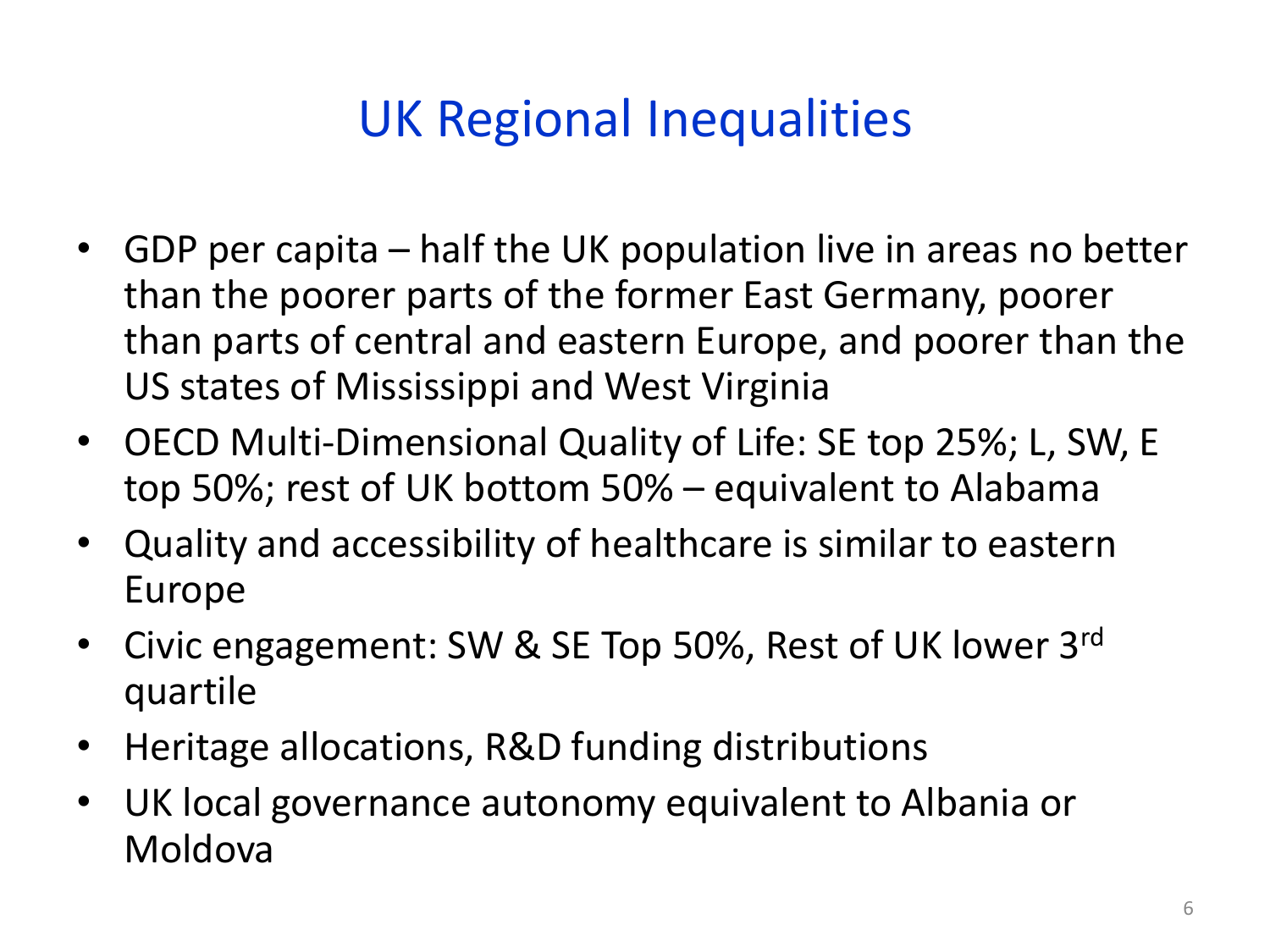# UK Regional Inequalities

- GDP per capita – half the UK population live in areas no better than the poorer parts of the former East Germany, poorer than parts of central and eastern Europe, and poorer than the US states of Mississippi and West Virginia
- OECD Multi-Dimensional Quality of Life: SE top 25%; L, SW, E top 50%; rest of UK bottom 50% – equivalent to Alabama
- Quality and accessibility of healthcare is similar to eastern Europe
- Civic engagement: SW & SE Top 50%, Rest of UK lower 3rd quartile
- Heritage allocations, R&D funding distributions
- UK local governance autonomy equivalent to Albania or Moldova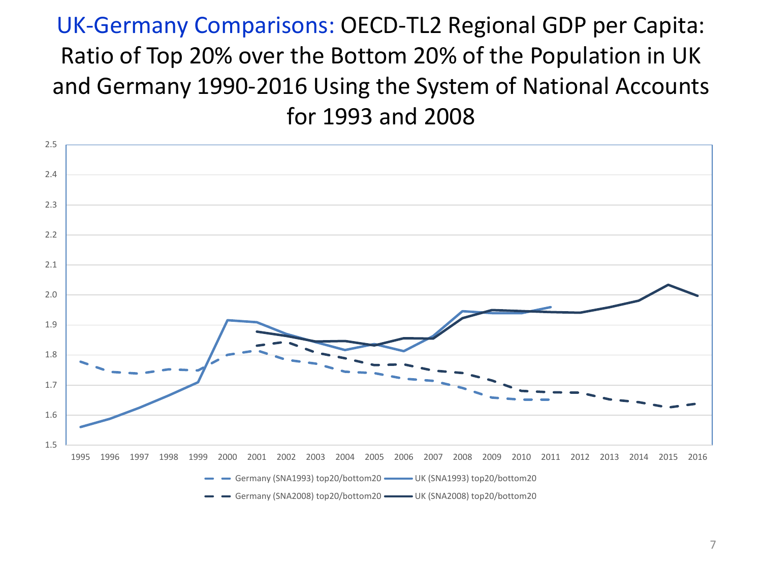# UK-Germany Comparisons: OECD-TL2 Regional GDP per Capita: Ratio of Top 20% over the Bottom 20% of the Population in UK and Germany 1990-2016 Using the System of National Accounts for 1993 and 2008

2.5
2.4
2.3
2.2
2.1
2.0
1.9
1.8
1.7
1.6
1.5

1995 1996 1997 1998 1999 2000 2001 2002 2003 2004 2005 2006 2007 2008 2009 2010 2011 2012 2013 2014 2015 2016

Germany (SNA1993) top20/bottom20 — UK (SNA1993) top20/bottom20

Germany (SNA2008) top20/bottom20 — UK (SNA2008) top20/bottom20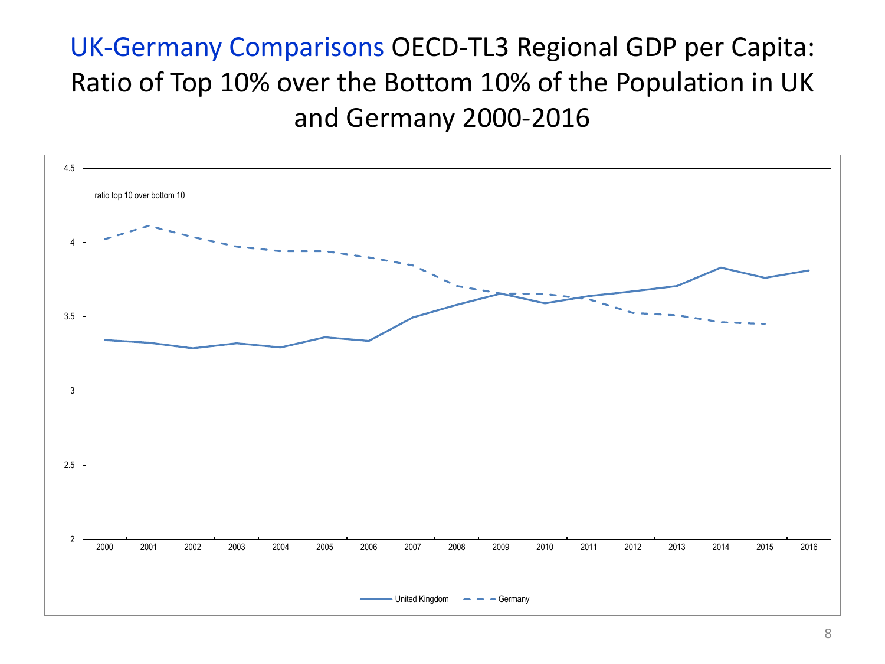# UK-Germany Comparisons OECD-TL3 Regional GDP per Capita: Ratio of Top 10% over the Bottom 10% of the Population in UK and Germany 2000-2016

ratio top 10 over bottom 10

United Kingdom — Germany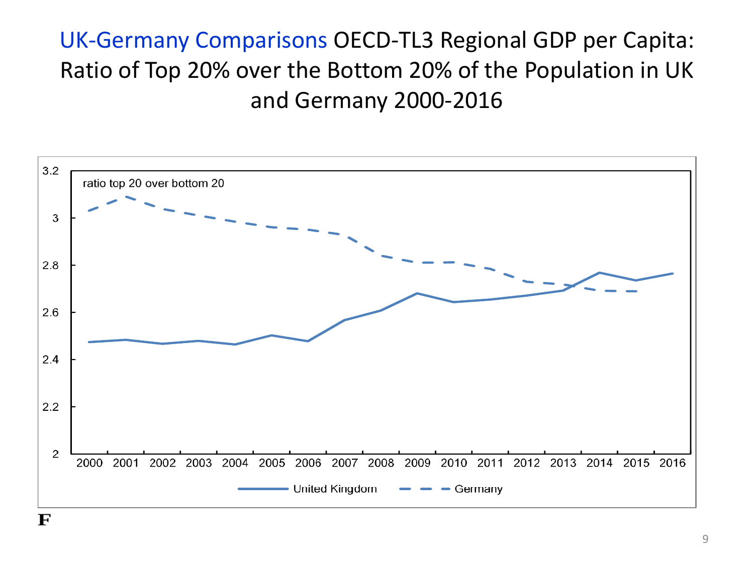# UK-Germany Comparisons OECD-TL3 Regional GDP per Capita: Ratio of Top 20% over the Bottom 20% of the Population in UK and Germany 2000-2016

ratio top 20 over bottom 20

United Kingdom — Germany

F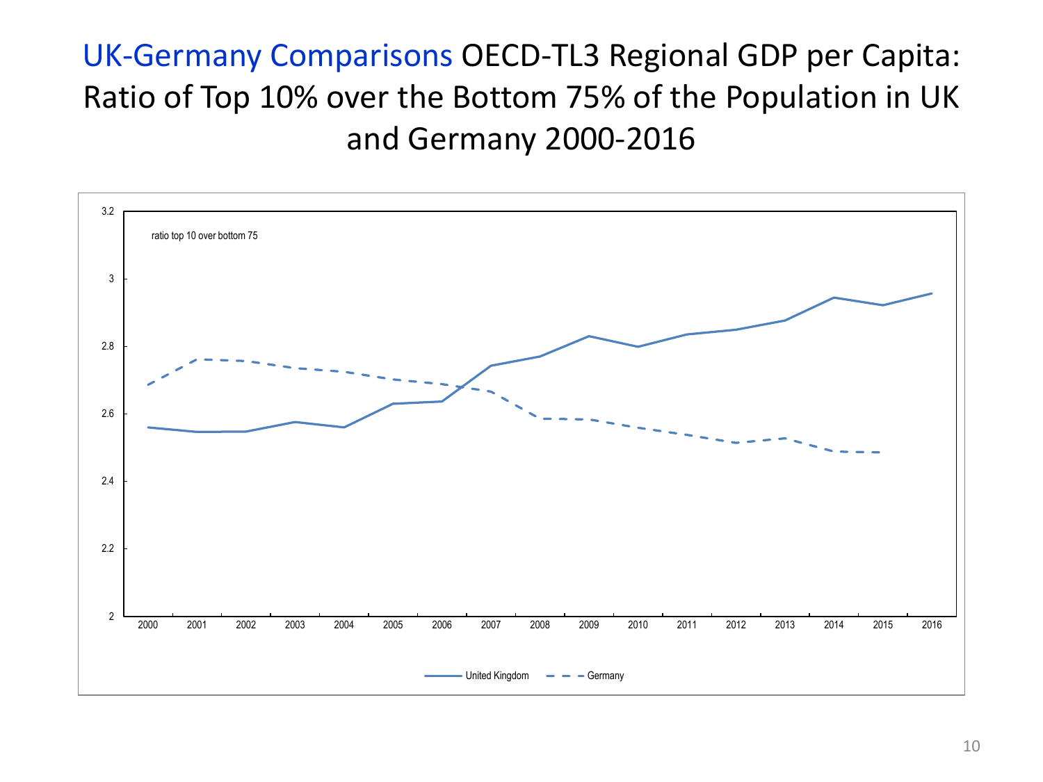# UK-Germany Comparisons OECD-TL3 Regional GDP per Capita: Ratio of Top 10% over the Bottom 75% of the Population in UK and Germany 2000-2016

ratio top 10 over bottom 75

United Kingdom — Germany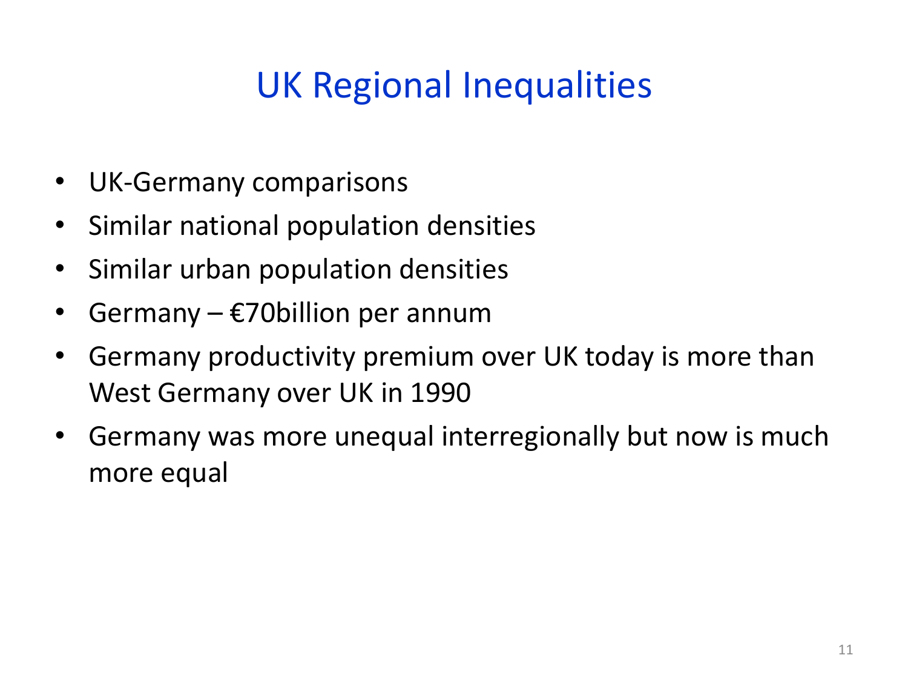# UK Regional Inequalities

- UK-Germany comparisons
- Similar national population densities
- Similar urban population densities
- Germany – €70billion per annum
- Germany productivity premium over UK today is more than West Germany over UK in 1990
- Germany was more unequal interregionally but now is much more equal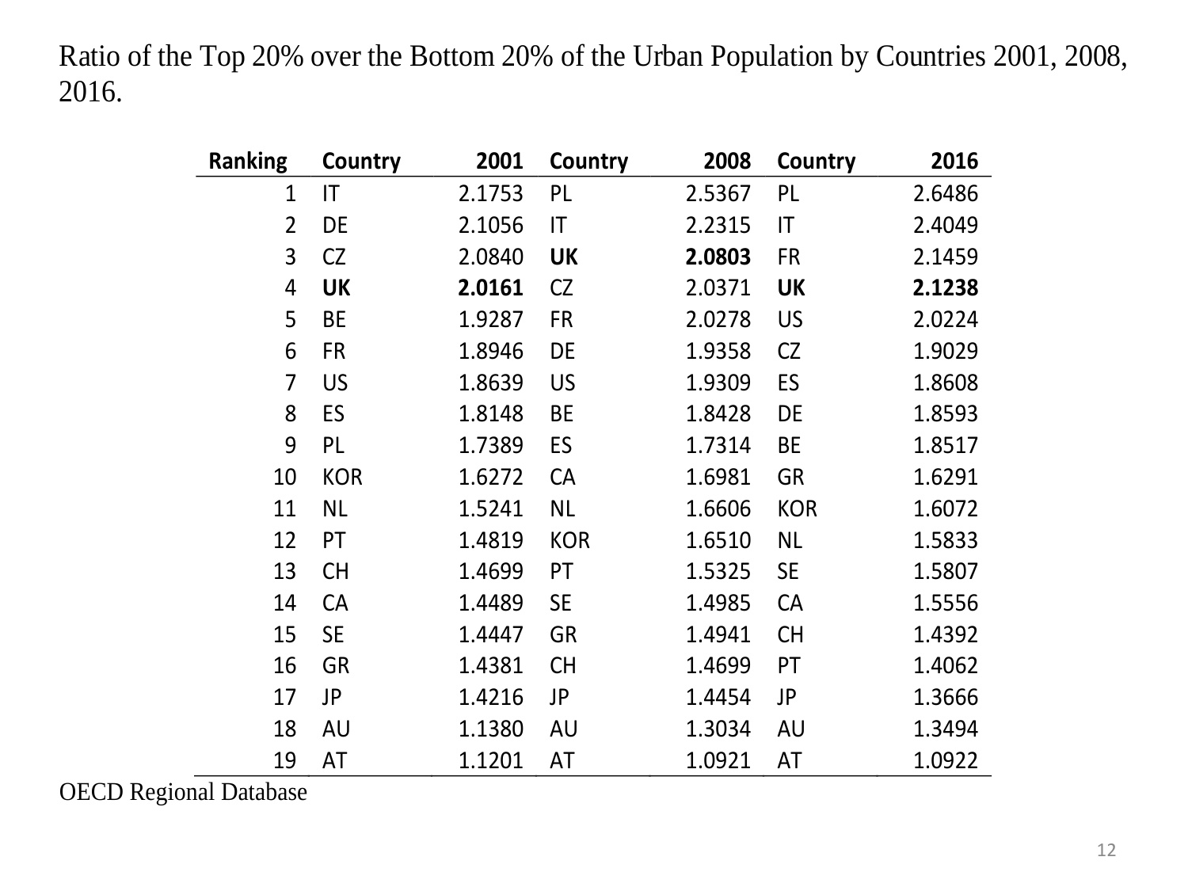Ratio of the Top 20% over the Bottom 20% of the Urban Population by Countries 2001, 2008, 2016.

| Ranking | Country | 2001 | Country | 2008 | Country | 2016 |
|---|---|---|---|---|---|---|
| 1 | IT | 2.1753 | PL | 2.5367 | PL | 2.6486 |
| 2 | DE | 2.1056 | IT | 2.2315 | IT | 2.4049 |
| 3 | CZ | 2.0840 | **UK** | **2.0803** | FR | 2.1459 |
| 4 | **UK** | **2.0161** | CZ | 2.0371 | **UK** | **2.1238** |
| 5 | BE | 1.9287 | FR | 2.0278 | US | 2.0224 |
| 6 | FR | 1.8946 | DE | 1.9358 | CZ | 1.9029 |
| 7 | US | 1.8639 | US | 1.9309 | ES | 1.8608 |
| 8 | ES | 1.8148 | BE | 1.8428 | DE | 1.8593 |
| 9 | PL | 1.7389 | ES | 1.7314 | BE | 1.8517 |
| 10 | KOR | 1.6272 | CA | 1.6981 | GR | 1.6291 |
| 11 | NL | 1.5241 | NL | 1.6606 | KOR | 1.6072 |
| 12 | PT | 1.4819 | KOR | 1.6510 | NL | 1.5833 |
| 13 | CH | 1.4699 | PT | 1.5325 | SE | 1.5807 |
| 14 | CA | 1.4489 | SE | 1.4985 | CA | 1.5556 |
| 15 | SE | 1.4447 | GR | 1.4941 | CH | 1.4392 |
| 16 | GR | 1.4381 | CH | 1.4699 | PT | 1.4062 |
| 17 | JP | 1.4216 | JP | 1.4454 | JP | 1.3666 |
| 18 | AU | 1.1380 | AU | 1.3034 | AU | 1.3494 |
| 19 | AT | 1.1201 | AT | 1.0921 | AT | 1.0922 |

OECD Regional Database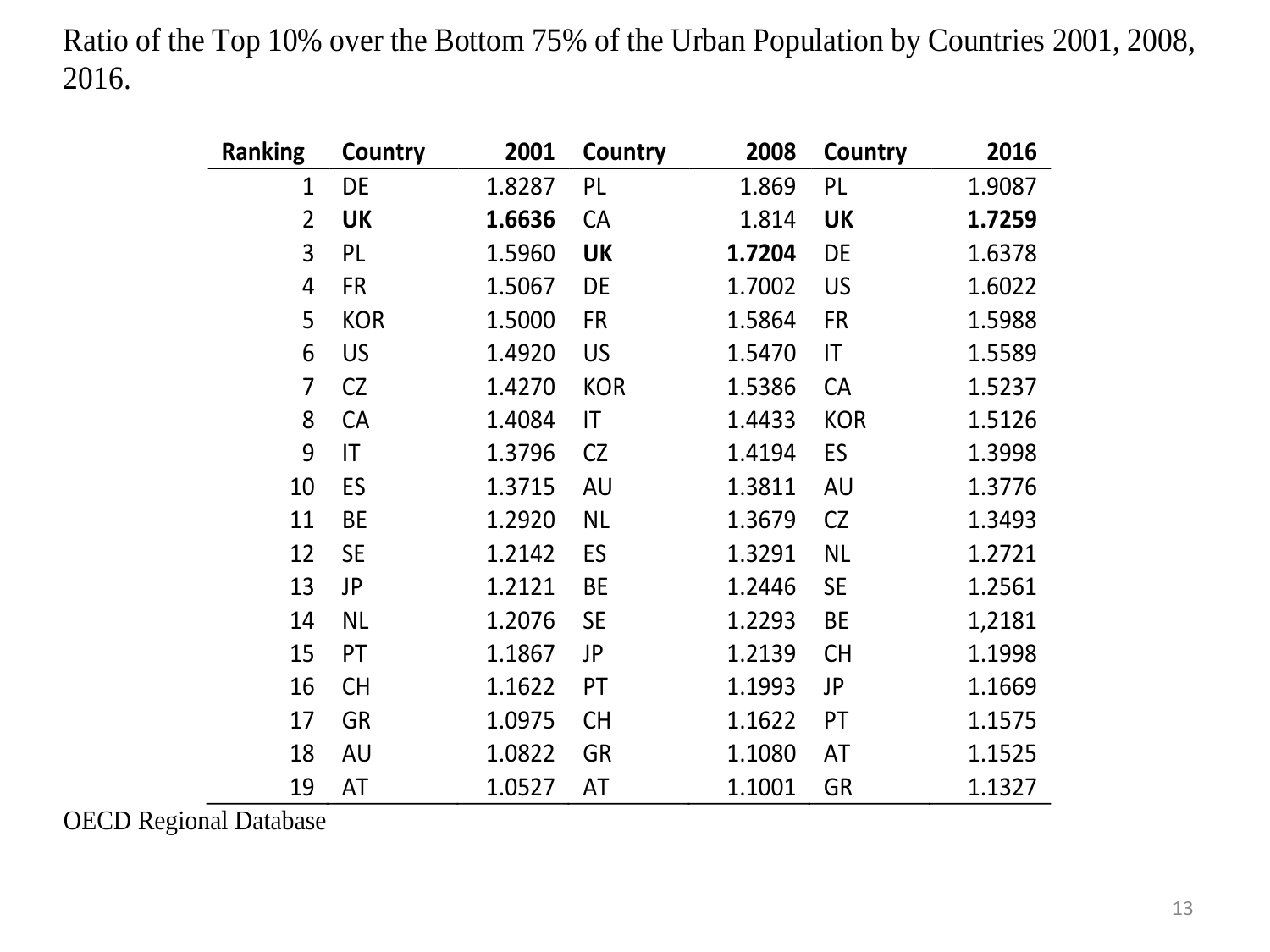Ratio of the Top 10% over the Bottom 75% of the Urban Population by Countries 2001, 2008, 2016.

| Ranking | Country | 2001 | Country | 2008 | Country | 2016 |
|---|---|---|---|---|---|---|
| 1 | DE | 1.8287 | PL | 1.869 | PL | 1.9087 |
| 2 | **UK** | **1.6636** | CA | 1.814 | **UK** | **1.7259** |
| 3 | PL | 1.5960 | **UK** | **1.7204** | DE | 1.6378 |
| 4 | FR | 1.5067 | DE | 1.7002 | US | 1.6022 |
| 5 | KOR | 1.5000 | FR | 1.5864 | FR | 1.5988 |
| 6 | US | 1.4920 | US | 1.5470 | IT | 1.5589 |
| 7 | CZ | 1.4270 | KOR | 1.5386 | CA | 1.5237 |
| 8 | CA | 1.4084 | IT | 1.4433 | KOR | 1.5126 |
| 9 | IT | 1.3796 | CZ | 1.4194 | ES | 1.3998 |
| 10 | ES | 1.3715 | AU | 1.3811 | AU | 1.3776 |
| 11 | BE | 1.2920 | NL | 1.3679 | CZ | 1.3493 |
| 12 | SE | 1.2142 | ES | 1.3291 | NL | 1.2721 |
| 13 | JP | 1.2121 | BE | 1.2446 | SE | 1.2561 |
| 14 | NL | 1.2076 | SE | 1.2293 | BE | 1,2181 |
| 15 | PT | 1.1867 | JP | 1.2139 | CH | 1.1998 |
| 16 | CH | 1.1622 | PT | 1.1993 | JP | 1.1669 |
| 17 | GR | 1.0975 | CH | 1.1622 | PT | 1.1575 |
| 18 | AU | 1.0822 | GR | 1.1080 | AT | 1.1525 |
| 19 | AT | 1.0527 | AT | 1.1001 | GR | 1.1327 |

OECD Regional Database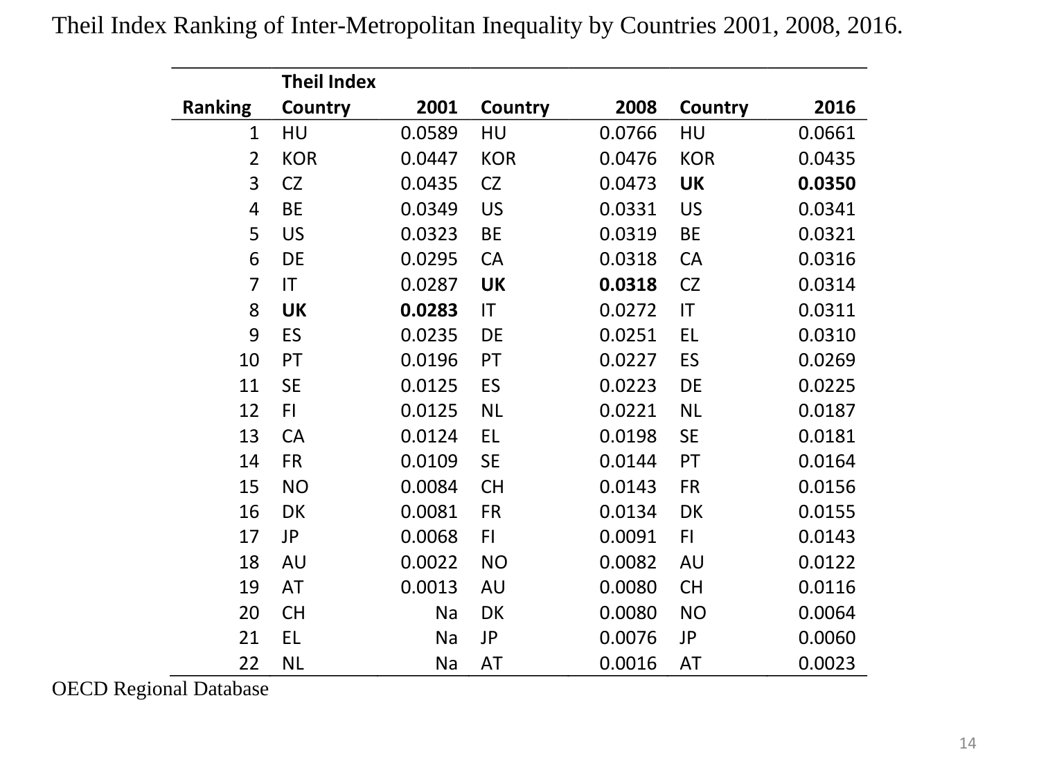Theil Index Ranking of Inter-Metropolitan Inequality by Countries 2001, 2008, 2016.

| Ranking | Theil Index Country | 2001 | Country | 2008 | Country | 2016 |
|---|---|---|---|---|---|---|
| 1 | HU | 0.0589 | HU | 0.0766 | HU | 0.0661 |
| 2 | KOR | 0.0447 | KOR | 0.0476 | KOR | 0.0435 |
| 3 | CZ | 0.0435 | CZ | 0.0473 | **UK** | **0.0350** |
| 4 | BE | 0.0349 | US | 0.0331 | US | 0.0341 |
| 5 | US | 0.0323 | BE | 0.0319 | BE | 0.0321 |
| 6 | DE | 0.0295 | CA | 0.0318 | CA | 0.0316 |
| 7 | IT | 0.0287 | **UK** | **0.0318** | CZ | 0.0314 |
| 8 | **UK** | **0.0283** | IT | 0.0272 | IT | 0.0311 |
| 9 | ES | 0.0235 | DE | 0.0251 | EL | 0.0310 |
| 10 | PT | 0.0196 | PT | 0.0227 | ES | 0.0269 |
| 11 | SE | 0.0125 | ES | 0.0223 | DE | 0.0225 |
| 12 | FI | 0.0125 | NL | 0.0221 | NL | 0.0187 |
| 13 | CA | 0.0124 | EL | 0.0198 | SE | 0.0181 |
| 14 | FR | 0.0109 | SE | 0.0144 | PT | 0.0164 |
| 15 | NO | 0.0084 | CH | 0.0143 | FR | 0.0156 |
| 16 | DK | 0.0081 | FR | 0.0134 | DK | 0.0155 |
| 17 | JP | 0.0068 | FI | 0.0091 | FI | 0.0143 |
| 18 | AU | 0.0022 | NO | 0.0082 | AU | 0.0122 |
| 19 | AT | 0.0013 | AU | 0.0080 | CH | 0.0116 |
| 20 | CH | Na | DK | 0.0080 | NO | 0.0064 |
| 21 | EL | Na | JP | 0.0076 | JP | 0.0060 |
| 22 | NL | Na | AT | 0.0016 | AT | 0.0023 |

OECD Regional Database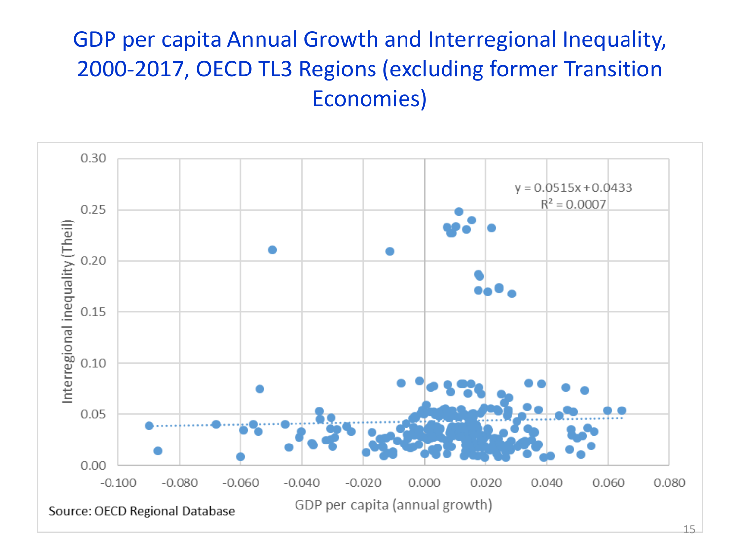# GDP per capita Annual Growth and Interregional Inequality, 2000-2017, OECD TL3 Regions (excluding former Transition Economies)

$y = 0.0515x + 0.0433$

$R^2 = 0.0007$

Interregional inequality (Theil)

GDP per capita (annual growth)

Source: OECD Regional Database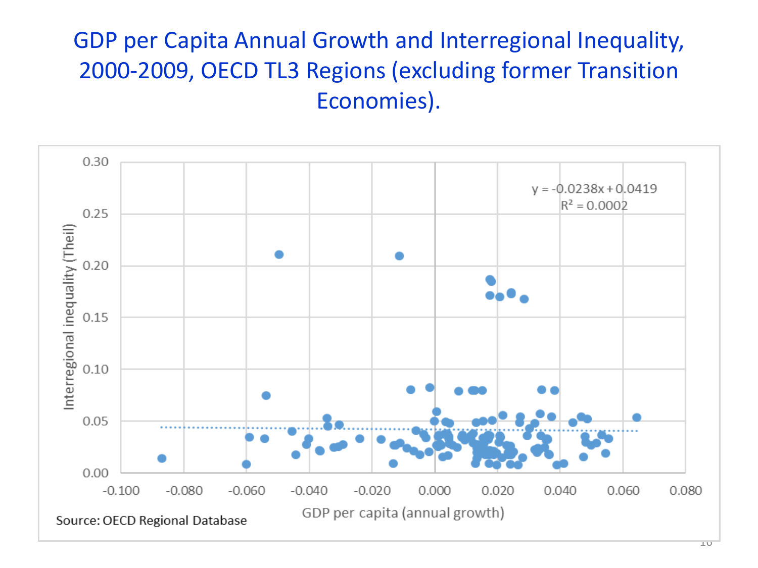# GDP per Capita Annual Growth and Interregional Inequality, 2000-2009, OECD TL3 Regions (excluding former Transition Economies).

$y = -0.0238x + 0.0419$

$R^2 = 0.0002$

Interregional inequality (Theil)

GDP per capita (annual growth)

Source: OECD Regional Database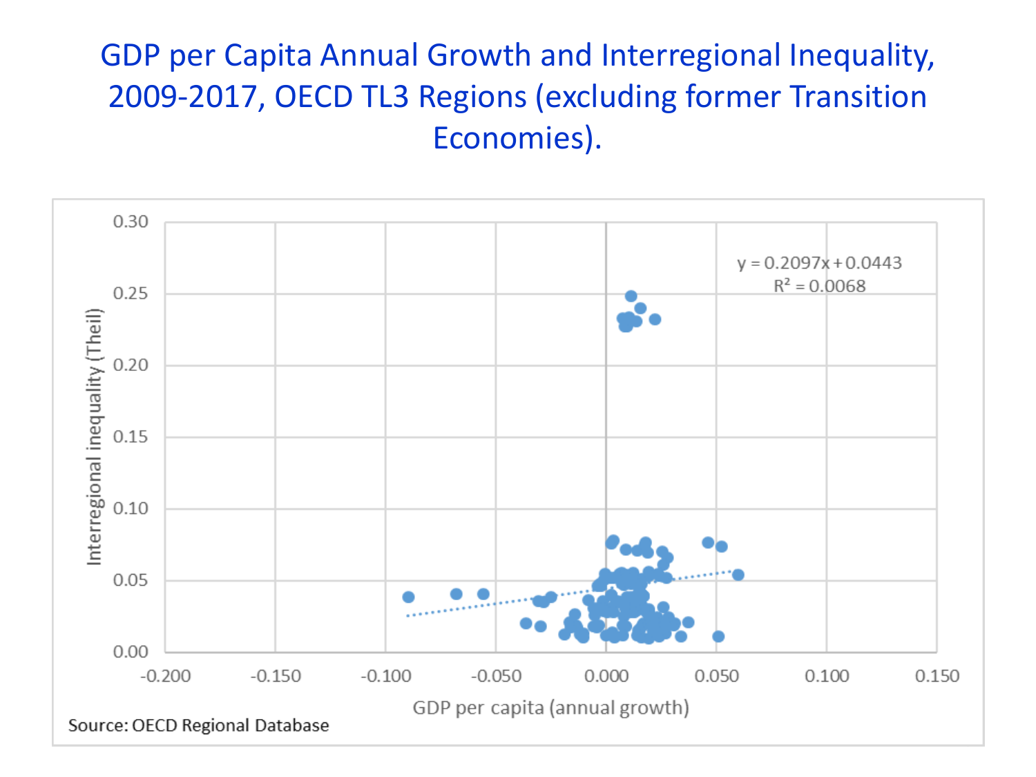# GDP per Capita Annual Growth and Interregional Inequality, 2009-2017, OECD TL3 Regions (excluding former Transition Economies).

$y = 0.2097x + 0.0443$

$R^2 = 0.0068$

Interregional inequality (Theil)

GDP per capita (annual growth)

Source: OECD Regional Database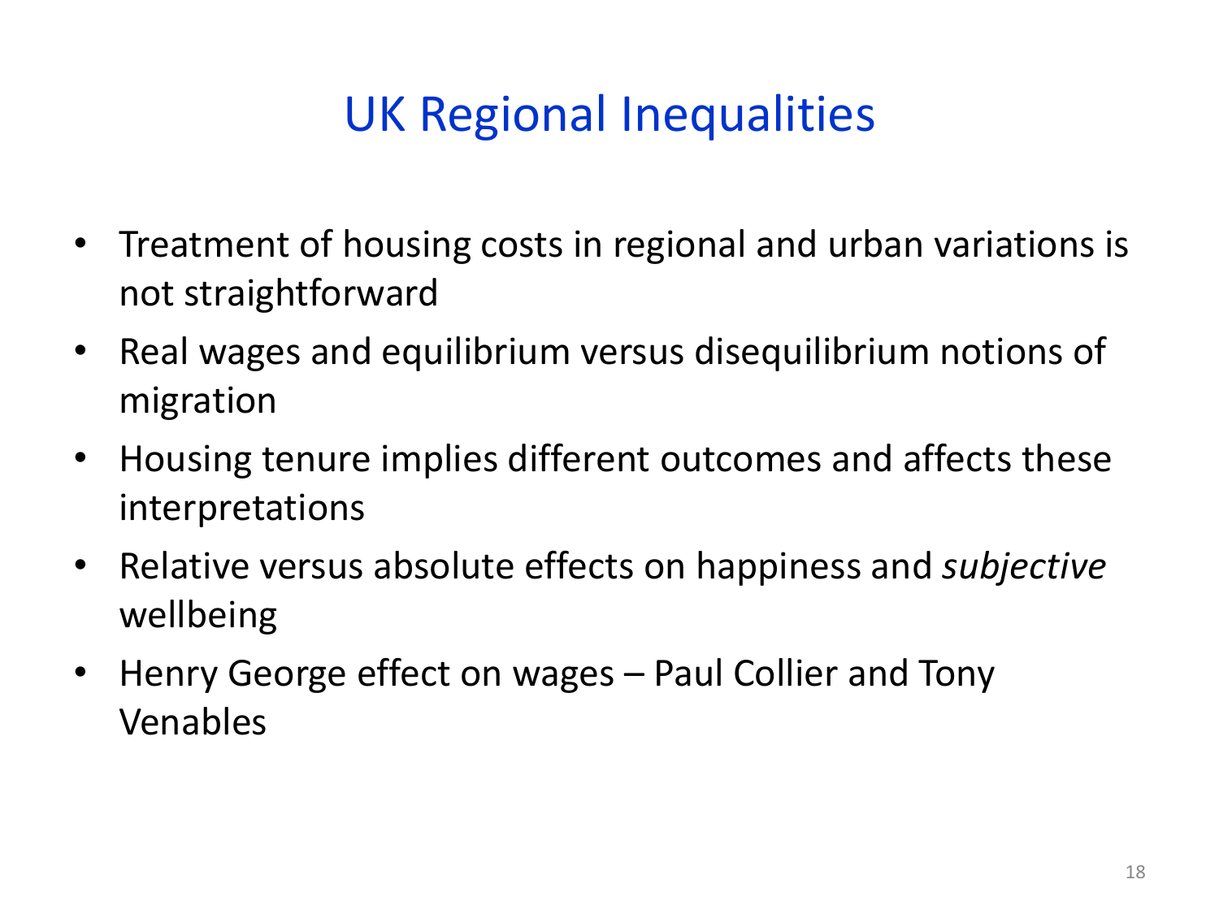# UK Regional Inequalities

- Treatment of housing costs in regional and urban variations is not straightforward
- Real wages and equilibrium versus disequilibrium notions of migration
- Housing tenure implies different outcomes and affects these interpretations
- Relative versus absolute effects on happiness and *subjective* wellbeing
- Henry George effect on wages – Paul Collier and Tony Venables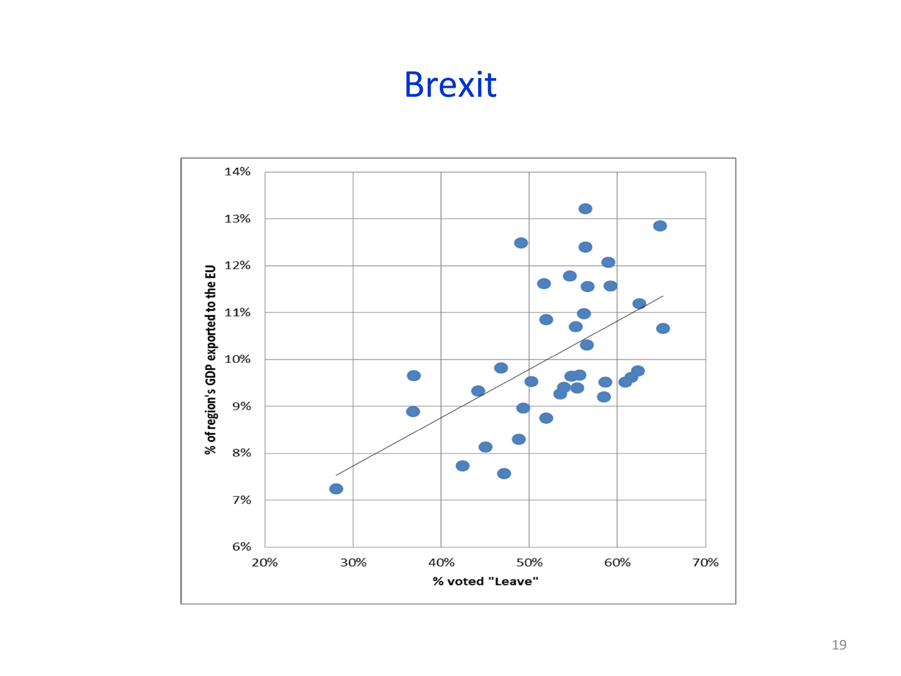# Brexit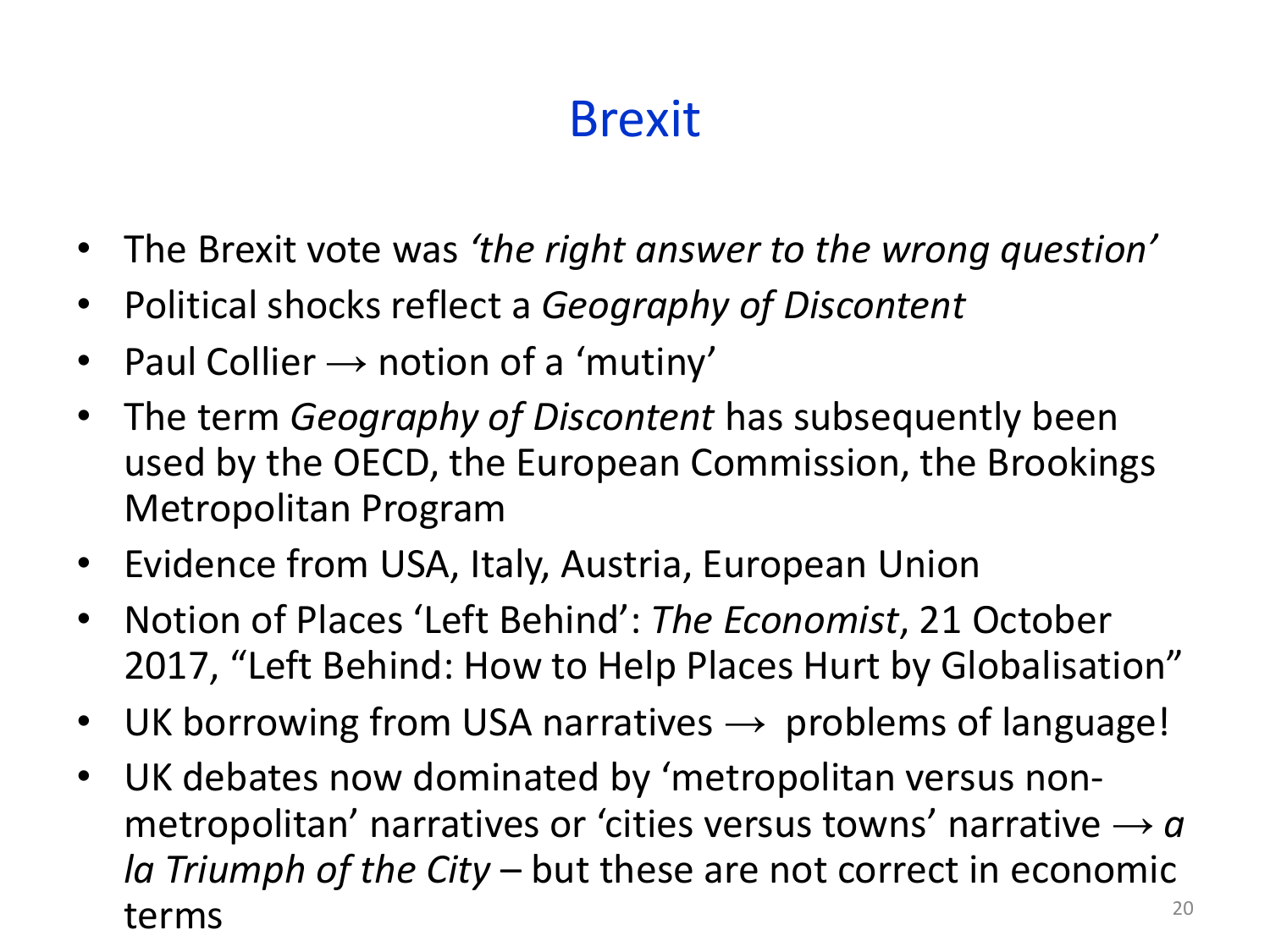# Brexit

- The Brexit vote was *'the right answer to the wrong question'*
- Political shocks reflect a *Geography of Discontent*
- Paul Collier → notion of a 'mutiny'
- The term *Geography of Discontent* has subsequently been used by the OECD, the European Commission, the Brookings Metropolitan Program
- Evidence from USA, Italy, Austria, European Union
- Notion of Places 'Left Behind': *The Economist*, 21 October 2017, "Left Behind: How to Help Places Hurt by Globalisation"
- UK borrowing from USA narratives → problems of language!
- UK debates now dominated by 'metropolitan versus non-metropolitan' narratives or 'cities versus towns' narrative → *a la Triumph of the City* – but these are not correct in economic terms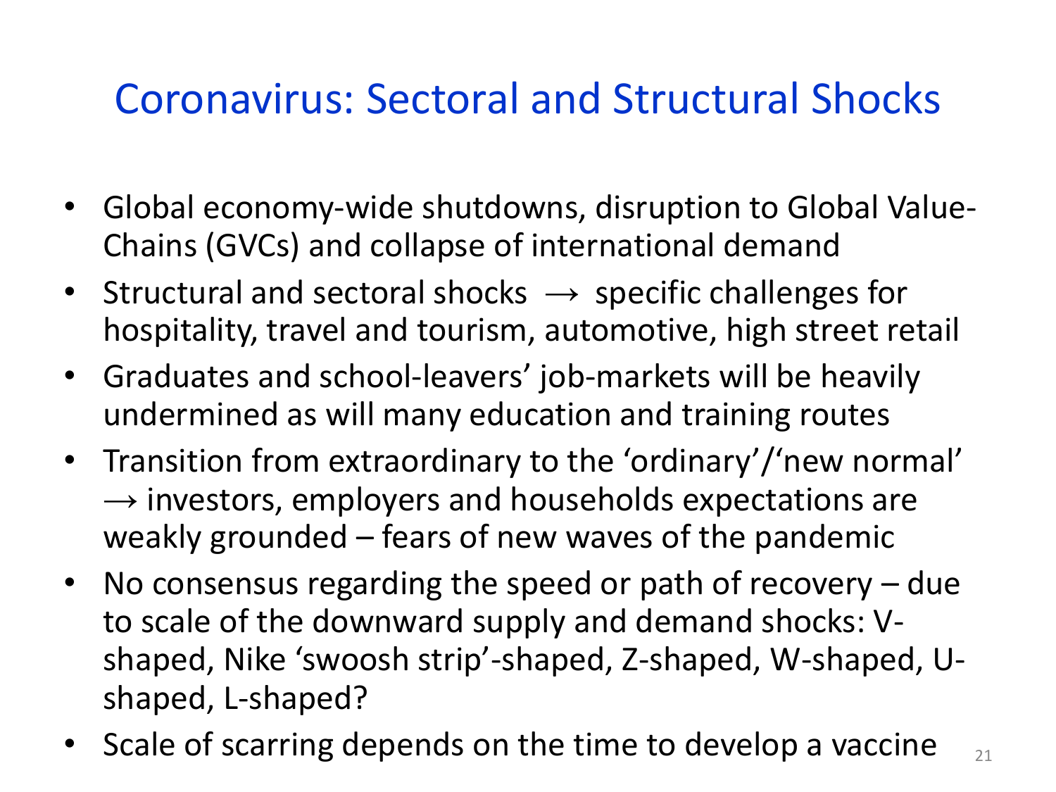# Coronavirus: Sectoral and Structural Shocks

- Global economy-wide shutdowns, disruption to Global Value-Chains (GVCs) and collapse of international demand
- Structural and sectoral shocks → specific challenges for hospitality, travel and tourism, automotive, high street retail
- Graduates and school-leavers' job-markets will be heavily undermined as will many education and training routes
- Transition from extraordinary to the 'ordinary'/'new normal' → investors, employers and households expectations are weakly grounded – fears of new waves of the pandemic
- No consensus regarding the speed or path of recovery – due to scale of the downward supply and demand shocks: V-shaped, Nike 'swoosh strip'-shaped, Z-shaped, W-shaped, U-shaped, L-shaped?
- Scale of scarring depends on the time to develop a vaccine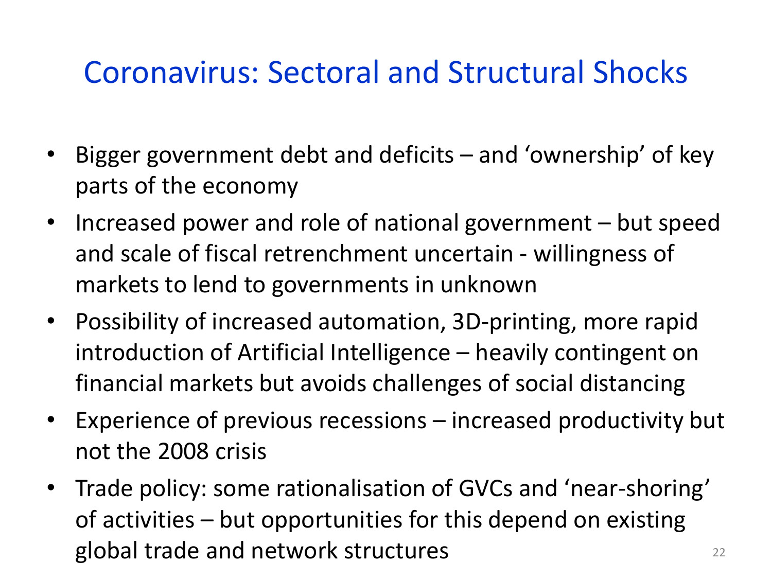# Coronavirus: Sectoral and Structural Shocks

- Bigger government debt and deficits – and 'ownership' of key parts of the economy
- Increased power and role of national government – but speed and scale of fiscal retrenchment uncertain - willingness of markets to lend to governments in unknown
- Possibility of increased automation, 3D-printing, more rapid introduction of Artificial Intelligence – heavily contingent on financial markets but avoids challenges of social distancing
- Experience of previous recessions – increased productivity but not the 2008 crisis
- Trade policy: some rationalisation of GVCs and 'near-shoring' of activities – but opportunities for this depend on existing global trade and network structures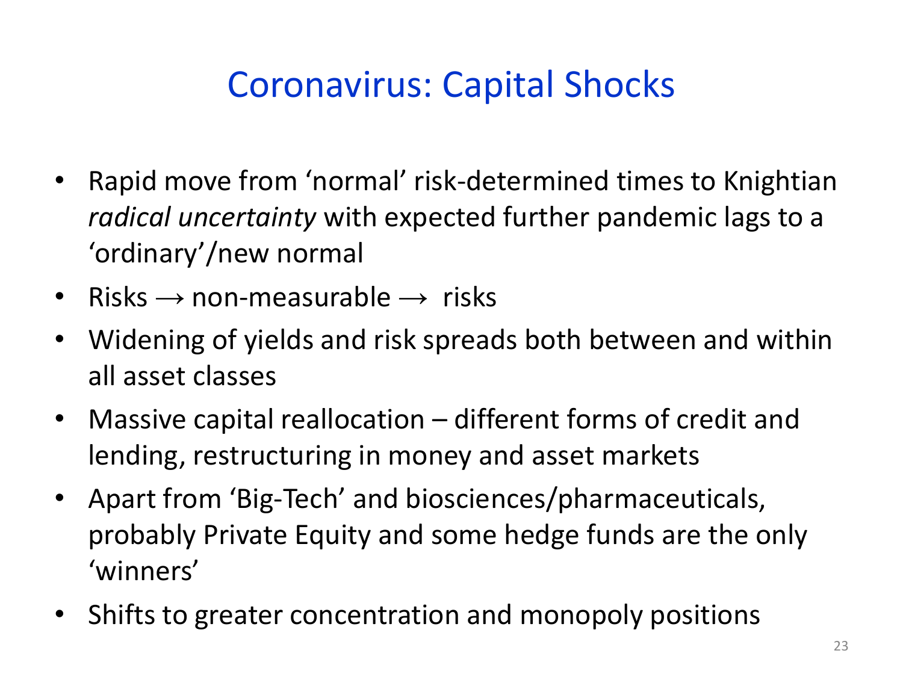# Coronavirus: Capital Shocks

- Rapid move from ‘normal’ risk-determined times to Knightian *radical uncertainty* with expected further pandemic lags to a ‘ordinary’/new normal
- Risks → non-measurable → risks
- Widening of yields and risk spreads both between and within all asset classes
- Massive capital reallocation – different forms of credit and lending, restructuring in money and asset markets
- Apart from ‘Big-Tech’ and biosciences/pharmaceuticals, probably Private Equity and some hedge funds are the only ‘winners’
- Shifts to greater concentration and monopoly positions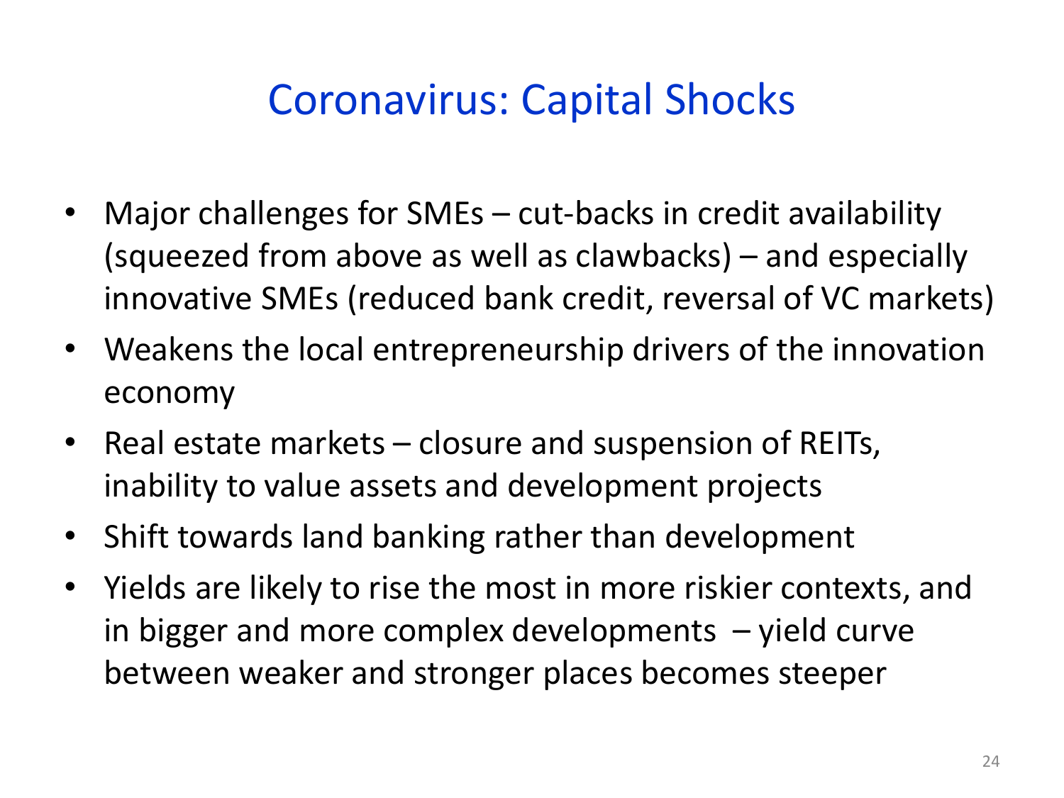# Coronavirus: Capital Shocks

- Major challenges for SMEs – cut-backs in credit availability (squeezed from above as well as clawbacks) – and especially innovative SMEs (reduced bank credit, reversal of VC markets)
- Weakens the local entrepreneurship drivers of the innovation economy
- Real estate markets – closure and suspension of REITs, inability to value assets and development projects
- Shift towards land banking rather than development
- Yields are likely to rise the most in more riskier contexts, and in bigger and more complex developments – yield curve between weaker and stronger places becomes steeper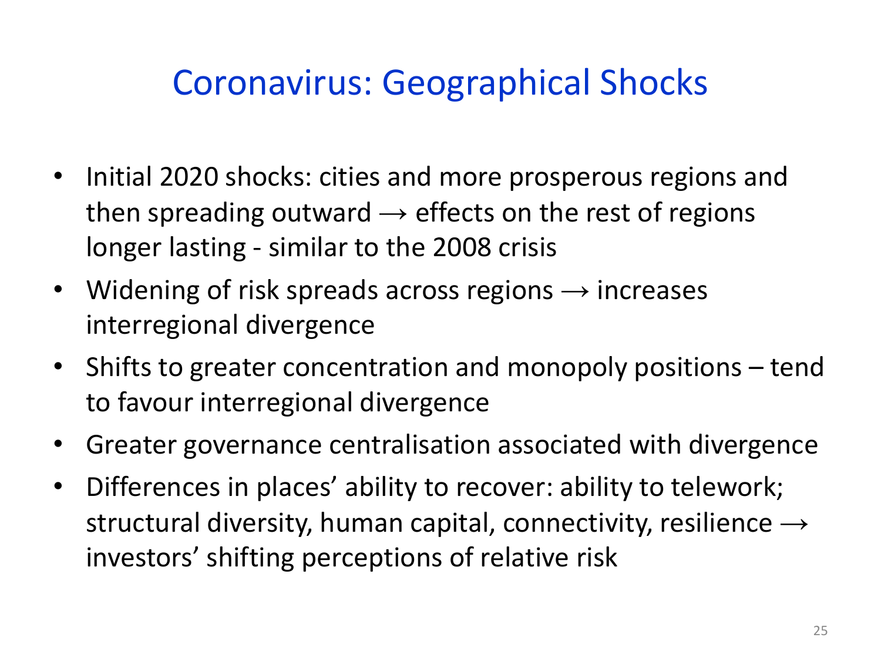# Coronavirus: Geographical Shocks

- Initial 2020 shocks: cities and more prosperous regions and then spreading outward → effects on the rest of regions longer lasting - similar to the 2008 crisis
- Widening of risk spreads across regions → increases interregional divergence
- Shifts to greater concentration and monopoly positions – tend to favour interregional divergence
- Greater governance centralisation associated with divergence
- Differences in places' ability to recover: ability to telework; structural diversity, human capital, connectivity, resilience → investors' shifting perceptions of relative risk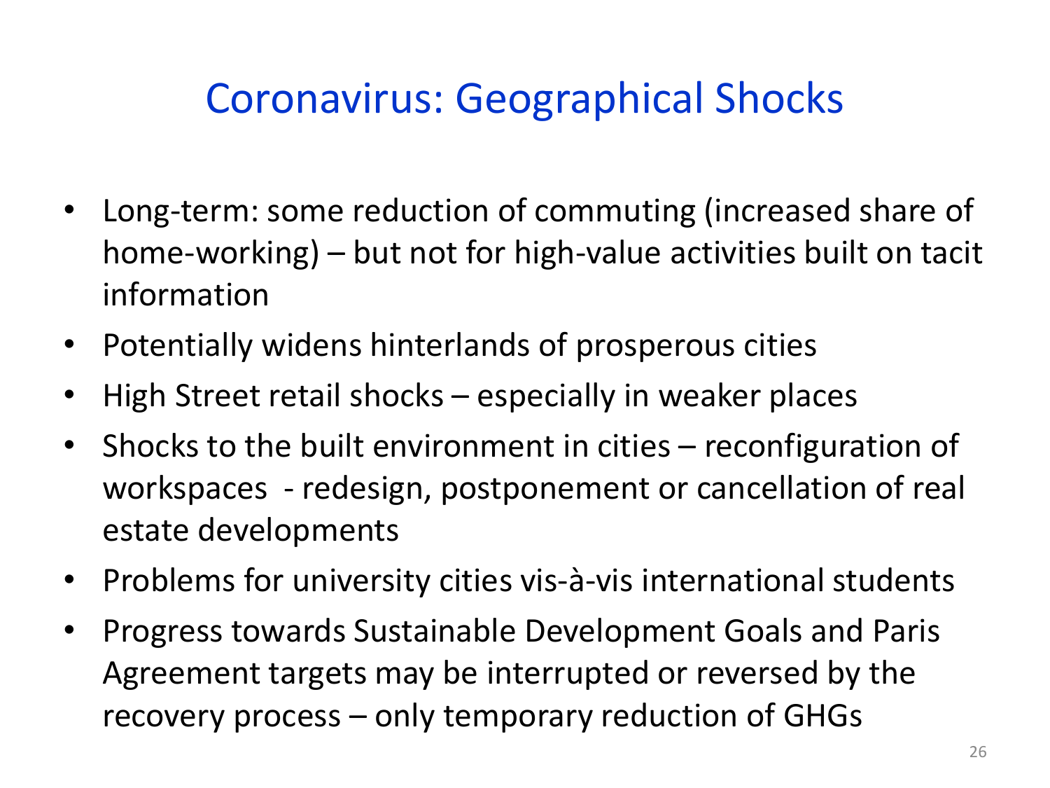# Coronavirus: Geographical Shocks

- Long-term: some reduction of commuting (increased share of home-working) – but not for high-value activities built on tacit information
- Potentially widens hinterlands of prosperous cities
- High Street retail shocks – especially in weaker places
- Shocks to the built environment in cities – reconfiguration of workspaces - redesign, postponement or cancellation of real estate developments
- Problems for university cities vis-à-vis international students
- Progress towards Sustainable Development Goals and Paris Agreement targets may be interrupted or reversed by the recovery process – only temporary reduction of GHGs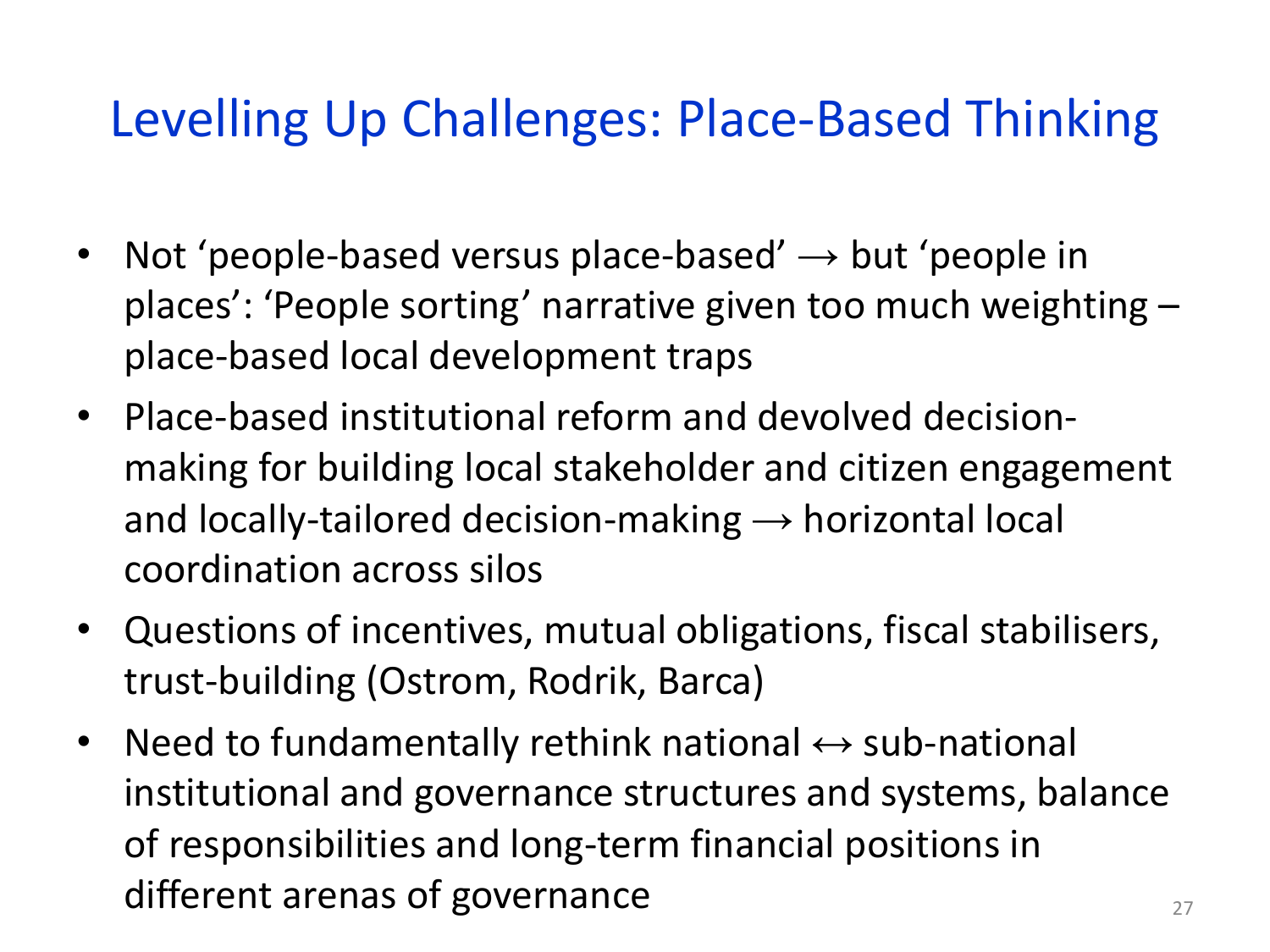# Levelling Up Challenges: Place-Based Thinking

- Not 'people-based versus place-based' → but 'people in places': 'People sorting' narrative given too much weighting – place-based local development traps
- Place-based institutional reform and devolved decision-making for building local stakeholder and citizen engagement and locally-tailored decision-making → horizontal local coordination across silos
- Questions of incentives, mutual obligations, fiscal stabilisers, trust-building (Ostrom, Rodrik, Barca)
- Need to fundamentally rethink national ↔ sub-national institutional and governance structures and systems, balance of responsibilities and long-term financial positions in different arenas of governance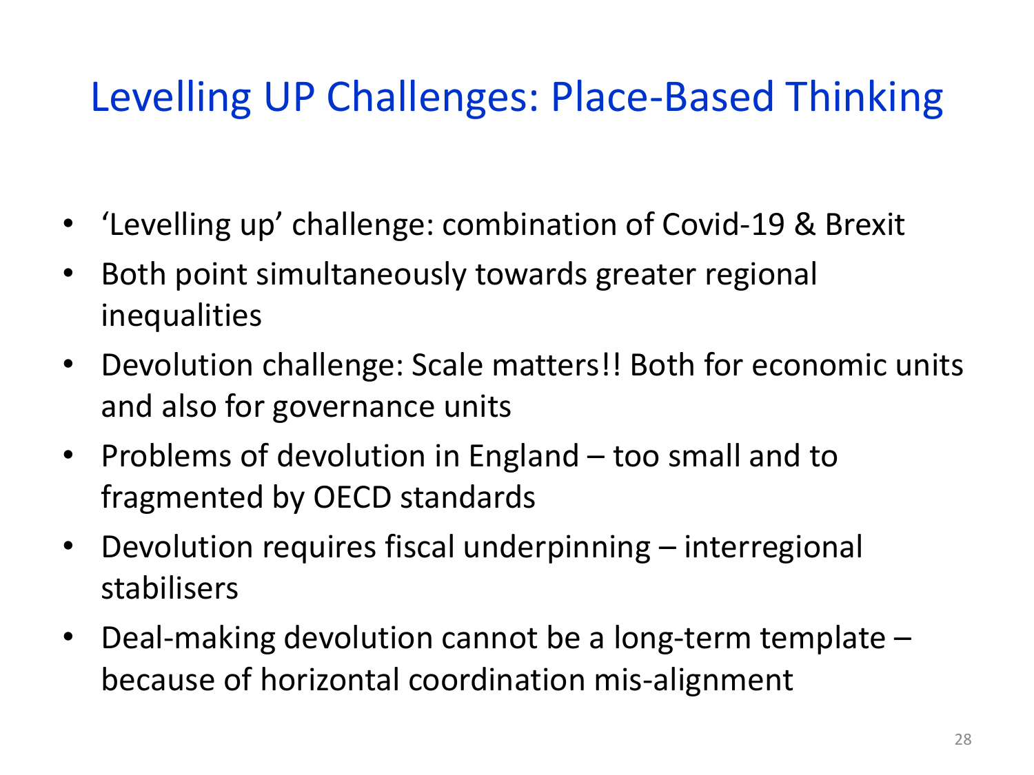# Levelling UP Challenges: Place-Based Thinking

- ‘Levelling up’ challenge: combination of Covid-19 & Brexit
- Both point simultaneously towards greater regional inequalities
- Devolution challenge: Scale matters!! Both for economic units and also for governance units
- Problems of devolution in England – too small and to fragmented by OECD standards
- Devolution requires fiscal underpinning – interregional stabilisers
- Deal-making devolution cannot be a long-term template – because of horizontal coordination mis-alignment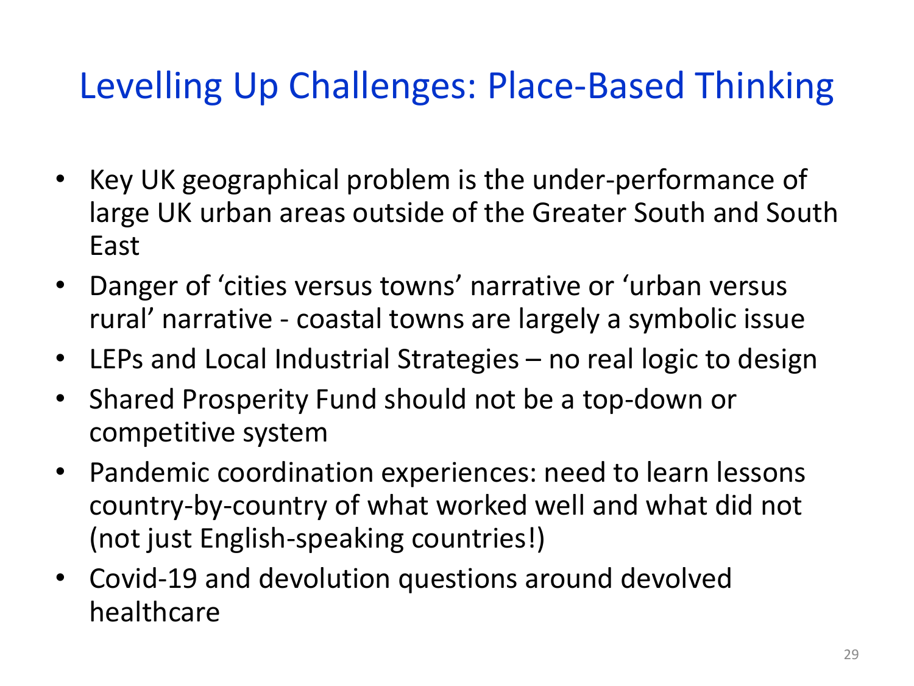# Levelling Up Challenges: Place-Based Thinking

- Key UK geographical problem is the under-performance of large UK urban areas outside of the Greater South and South East
- Danger of 'cities versus towns' narrative or 'urban versus rural' narrative - coastal towns are largely a symbolic issue
- LEPs and Local Industrial Strategies – no real logic to design
- Shared Prosperity Fund should not be a top-down or competitive system
- Pandemic coordination experiences: need to learn lessons country-by-country of what worked well and what did not (not just English-speaking countries!)
- Covid-19 and devolution questions around devolved healthcare